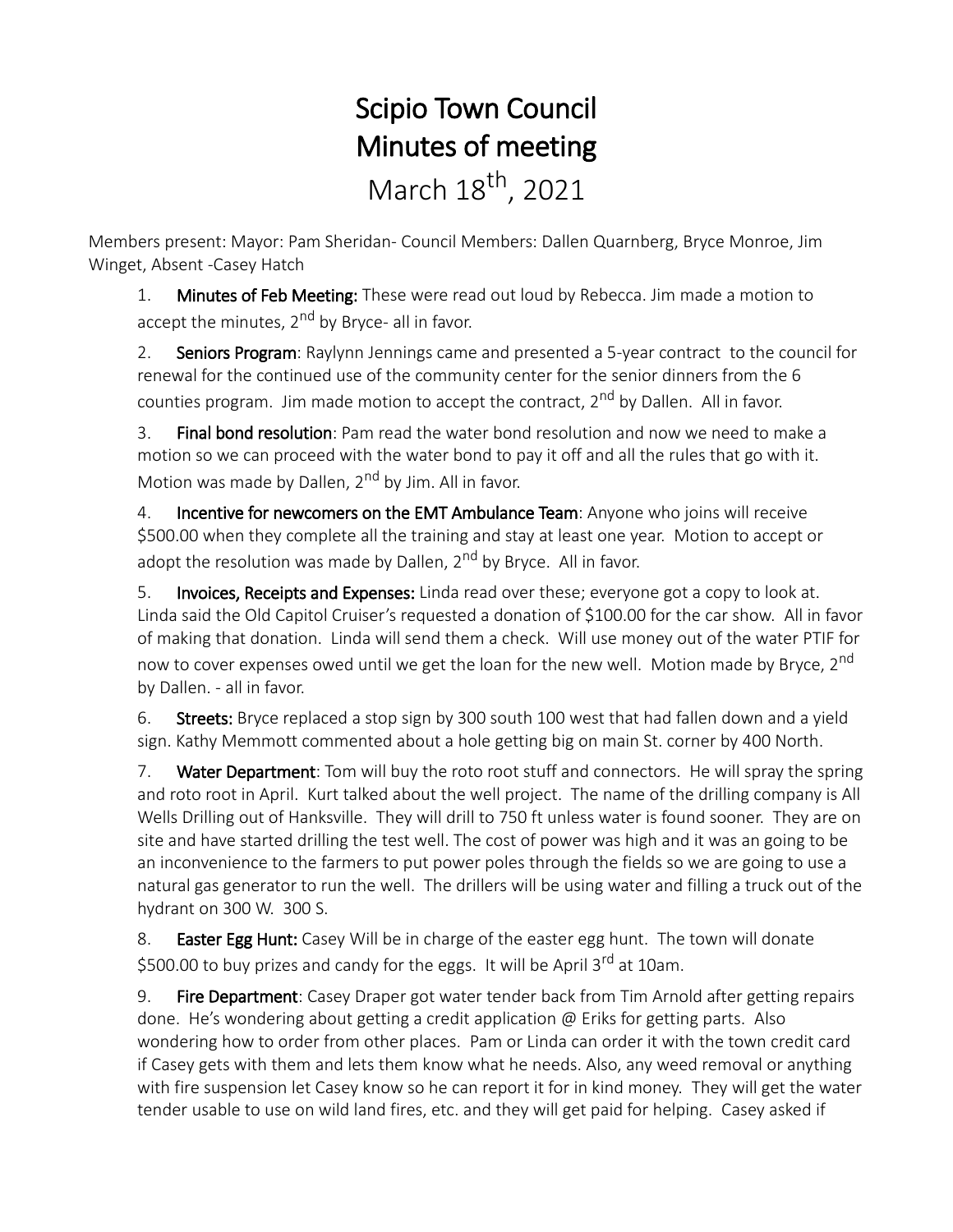# Scipio Town Council
# Minutes of meeting
## March 18th, 2021

Members present: Mayor: Pam Sheridan- Council Members: Dallen Quarnberg, Bryce Monroe, Jim Winget, Absent -Casey Hatch

1. **Minutes of Feb Meeting:** These were read out loud by Rebecca. Jim made a motion to accept the minutes, 2nd by Bryce- all in favor.

2. **Seniors Program**: Raylynn Jennings came and presented a 5-year contract to the council for renewal for the continued use of the community center for the senior dinners from the 6 counties program. Jim made motion to accept the contract, 2nd by Dallen. All in favor.

3. **Final bond resolution**: Pam read the water bond resolution and now we need to make a motion so we can proceed with the water bond to pay it off and all the rules that go with it. Motion was made by Dallen, 2nd by Jim. All in favor.

4. **Incentive for newcomers on the EMT Ambulance Team**: Anyone who joins will receive $500.00 when they complete all the training and stay at least one year. Motion to accept or adopt the resolution was made by Dallen, 2nd by Bryce. All in favor.

5. **Invoices, Receipts and Expenses:** Linda read over these; everyone got a copy to look at. Linda said the Old Capitol Cruiser's requested a donation of $100.00 for the car show. All in favor of making that donation. Linda will send them a check. Will use money out of the water PTIF for now to cover expenses owed until we get the loan for the new well. Motion made by Bryce, 2nd by Dallen. - all in favor.

6. **Streets:** Bryce replaced a stop sign by 300 south 100 west that had fallen down and a yield sign. Kathy Memmott commented about a hole getting big on main St. corner by 400 North.

7. **Water Department**: Tom will buy the roto root stuff and connectors. He will spray the spring and roto root in April. Kurt talked about the well project. The name of the drilling company is All Wells Drilling out of Hanksville. They will drill to 750 ft unless water is found sooner. They are on site and have started drilling the test well. The cost of power was high and it was an going to be an inconvenience to the farmers to put power poles through the fields so we are going to use a natural gas generator to run the well. The drillers will be using water and filling a truck out of the hydrant on 300 W. 300 S.

8. **Easter Egg Hunt:** Casey Will be in charge of the easter egg hunt. The town will donate $500.00 to buy prizes and candy for the eggs. It will be April 3rd at 10am.

9. **Fire Department**: Casey Draper got water tender back from Tim Arnold after getting repairs done. He's wondering about getting a credit application @ Eriks for getting parts. Also wondering how to order from other places. Pam or Linda can order it with the town credit card if Casey gets with them and lets them know what he needs. Also, any weed removal or anything with fire suspension let Casey know so he can report it for in kind money. They will get the water tender usable to use on wild land fires, etc. and they will get paid for helping. Casey asked if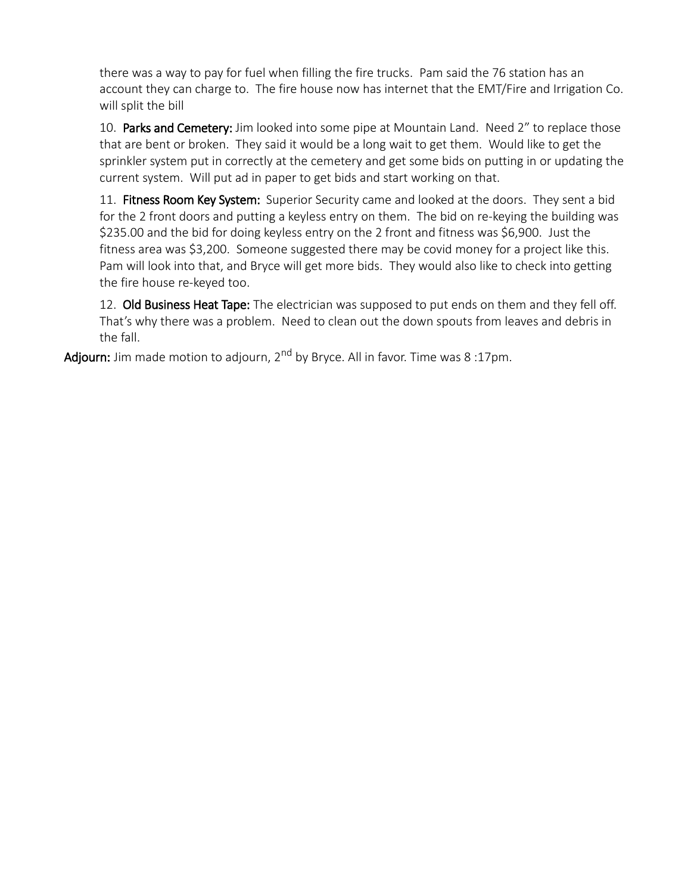there was a way to pay for fuel when filling the fire trucks. Pam said the 76 station has an account they can charge to. The fire house now has internet that the EMT/Fire and Irrigation Co. will split the bill

10. **Parks and Cemetery:** Jim looked into some pipe at Mountain Land. Need 2" to replace those that are bent or broken. They said it would be a long wait to get them. Would like to get the sprinkler system put in correctly at the cemetery and get some bids on putting in or updating the current system. Will put ad in paper to get bids and start working on that.

11. **Fitness Room Key System:** Superior Security came and looked at the doors. They sent a bid for the 2 front doors and putting a keyless entry on them. The bid on re-keying the building was $235.00 and the bid for doing keyless entry on the 2 front and fitness was $6,900. Just the fitness area was $3,200. Someone suggested there may be covid money for a project like this. Pam will look into that, and Bryce will get more bids. They would also like to check into getting the fire house re-keyed too.

12. **Old Business Heat Tape:** The electrician was supposed to put ends on them and they fell off. That's why there was a problem. Need to clean out the down spouts from leaves and debris in the fall.

**Adjourn:** Jim made motion to adjourn, 2nd by Bryce. All in favor. Time was 8 :17pm.